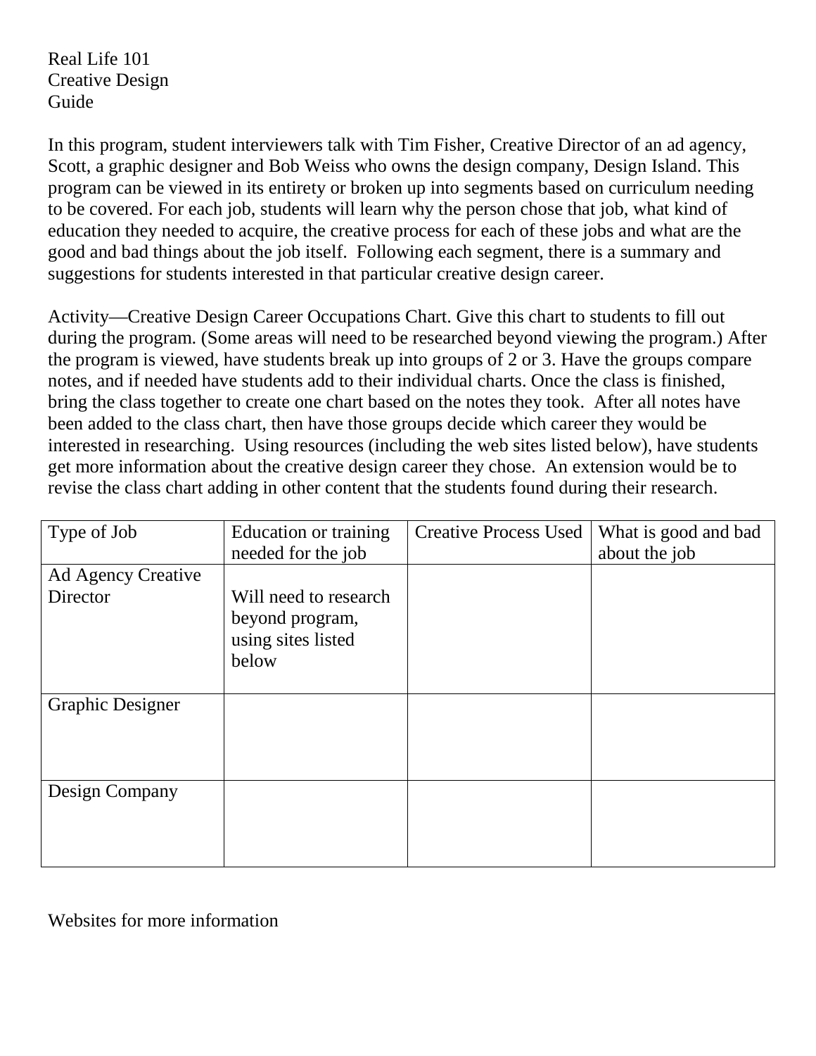Real Life 101
Creative Design
Guide

In this program, student interviewers talk with Tim Fisher, Creative Director of an ad agency, Scott, a graphic designer and Bob Weiss who owns the design company, Design Island. This program can be viewed in its entirety or broken up into segments based on curriculum needing to be covered. For each job, students will learn why the person chose that job, what kind of education they needed to acquire, the creative process for each of these jobs and what are the good and bad things about the job itself. Following each segment, there is a summary and suggestions for students interested in that particular creative design career.

Activity—Creative Design Career Occupations Chart. Give this chart to students to fill out during the program. (Some areas will need to be researched beyond viewing the program.) After the program is viewed, have students break up into groups of 2 or 3. Have the groups compare notes, and if needed have students add to their individual charts. Once the class is finished, bring the class together to create one chart based on the notes they took. After all notes have been added to the class chart, then have those groups decide which career they would be interested in researching. Using resources (including the web sites listed below), have students get more information about the creative design career they chose. An extension would be to revise the class chart adding in other content that the students found during their research.

| Type of Job | Education or training needed for the job | Creative Process Used | What is good and bad about the job |
|---|---|---|---|
| Ad Agency Creative Director | Will need to research beyond program, using sites listed below | | |
| Graphic Designer | | | |
| Design Company | | | |

Websites for more information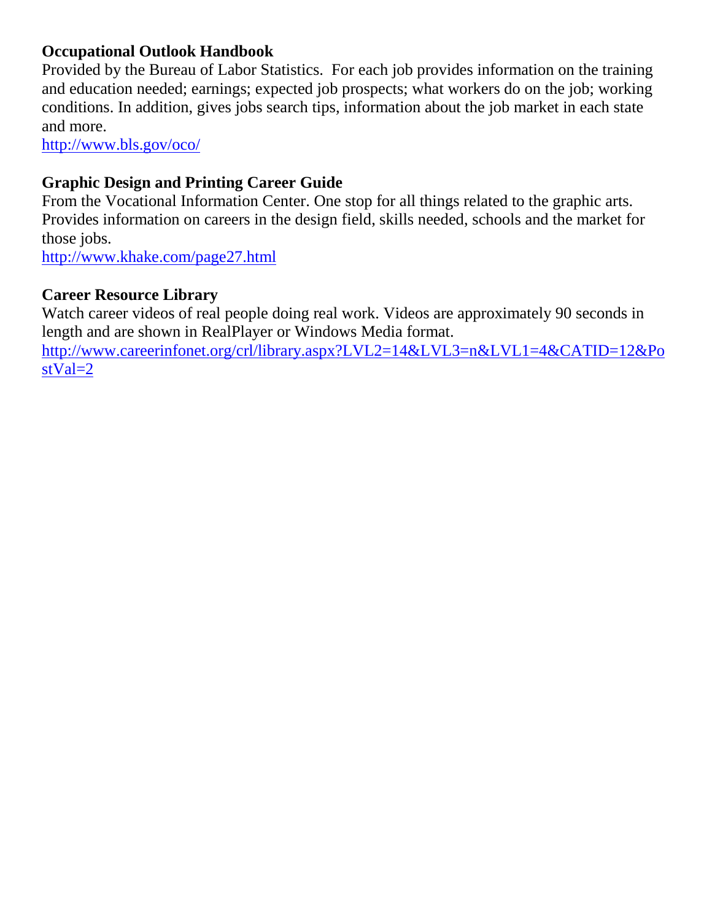**Occupational Outlook Handbook**
Provided by the Bureau of Labor Statistics. For each job provides information on the training and education needed; earnings; expected job prospects; what workers do on the job; working conditions. In addition, gives jobs search tips, information about the job market in each state and more.
http://www.bls.gov/oco/

**Graphic Design and Printing Career Guide**
From the Vocational Information Center. One stop for all things related to the graphic arts. Provides information on careers in the design field, skills needed, schools and the market for those jobs.
http://www.khake.com/page27.html

**Career Resource Library**
Watch career videos of real people doing real work. Videos are approximately 90 seconds in length and are shown in RealPlayer or Windows Media format.
http://www.careerinfonet.org/crl/library.aspx?LVL2=14&LVL3=n&LVL1=4&CATID=12&PostVal=2